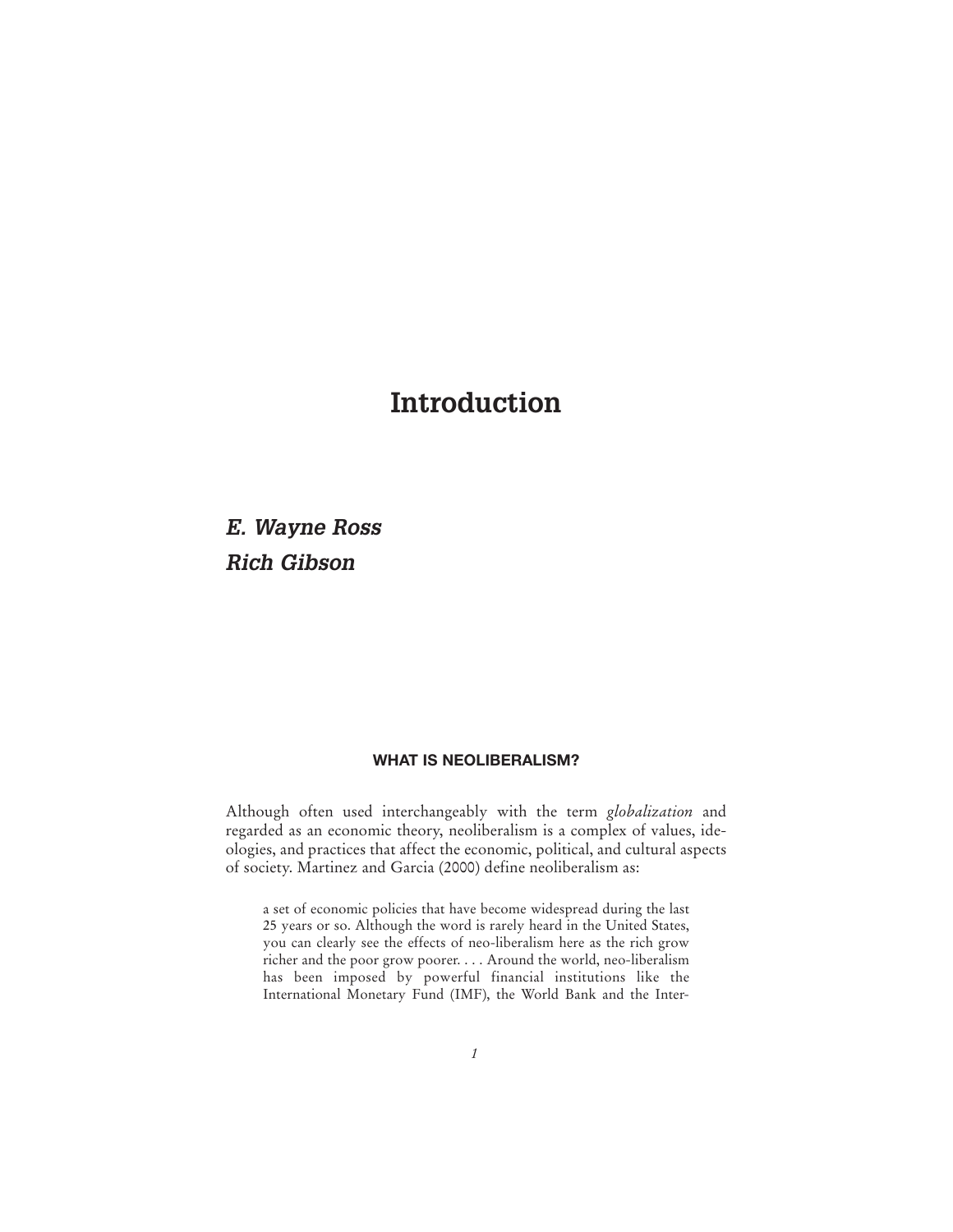# Introduction

***E. Wayne Ross***

***Rich Gibson***

## WHAT IS NEOLIBERALISM?

Although often used interchangeably with the term *globalization* and regarded as an economic theory, neoliberalism is a complex of values, ideologies, and practices that affect the economic, political, and cultural aspects of society. Martinez and Garcia (2000) define neoliberalism as:

> a set of economic policies that have become widespread during the last 25 years or so. Although the word is rarely heard in the United States, you can clearly see the effects of neo-liberalism here as the rich grow richer and the poor grow poorer. . . . Around the world, neo-liberalism has been imposed by powerful financial institutions like the International Monetary Fund (IMF), the World Bank and the Inter-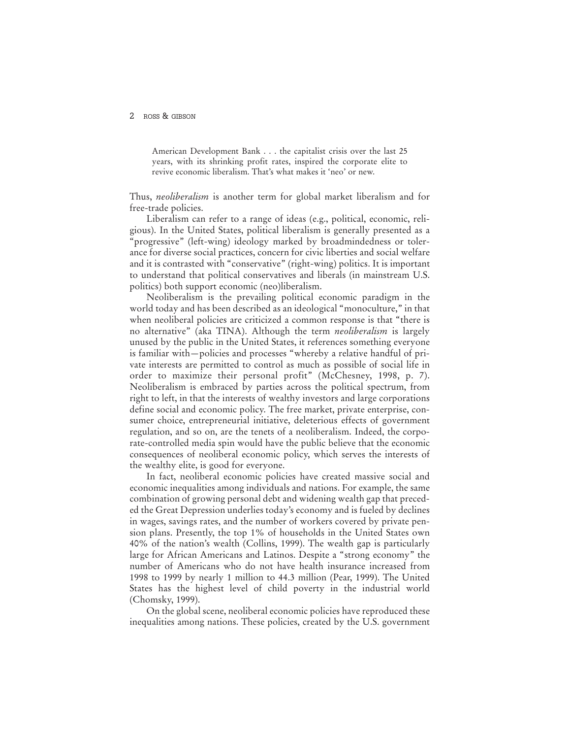> American Development Bank . . . the capitalist crisis over the last 25 years, with its shrinking profit rates, inspired the corporate elite to revive economic liberalism. That's what makes it 'neo' or new.

Thus, *neoliberalism* is another term for global market liberalism and for free-trade policies.

Liberalism can refer to a range of ideas (e.g., political, economic, religious). In the United States, political liberalism is generally presented as a "progressive" (left-wing) ideology marked by broadmindedness or tolerance for diverse social practices, concern for civic liberties and social welfare and it is contrasted with "conservative" (right-wing) politics. It is important to understand that political conservatives and liberals (in mainstream U.S. politics) both support economic (neo)liberalism.

Neoliberalism is the prevailing political economic paradigm in the world today and has been described as an ideological "monoculture," in that when neoliberal policies are criticized a common response is that "there is no alternative" (aka TINA). Although the term *neoliberalism* is largely unused by the public in the United States, it references something everyone is familiar with—policies and processes "whereby a relative handful of private interests are permitted to control as much as possible of social life in order to maximize their personal profit" (McChesney, 1998, p. 7). Neoliberalism is embraced by parties across the political spectrum, from right to left, in that the interests of wealthy investors and large corporations define social and economic policy. The free market, private enterprise, consumer choice, entrepreneurial initiative, deleterious effects of government regulation, and so on, are the tenets of a neoliberalism. Indeed, the corporate-controlled media spin would have the public believe that the economic consequences of neoliberal economic policy, which serves the interests of the wealthy elite, is good for everyone.

In fact, neoliberal economic policies have created massive social and economic inequalities among individuals and nations. For example, the same combination of growing personal debt and widening wealth gap that preceded the Great Depression underlies today's economy and is fueled by declines in wages, savings rates, and the number of workers covered by private pension plans. Presently, the top 1% of households in the United States own 40% of the nation's wealth (Collins, 1999). The wealth gap is particularly large for African Americans and Latinos. Despite a "strong economy" the number of Americans who do not have health insurance increased from 1998 to 1999 by nearly 1 million to 44.3 million (Pear, 1999). The United States has the highest level of child poverty in the industrial world (Chomsky, 1999).

On the global scene, neoliberal economic policies have reproduced these inequalities among nations. These policies, created by the U.S. government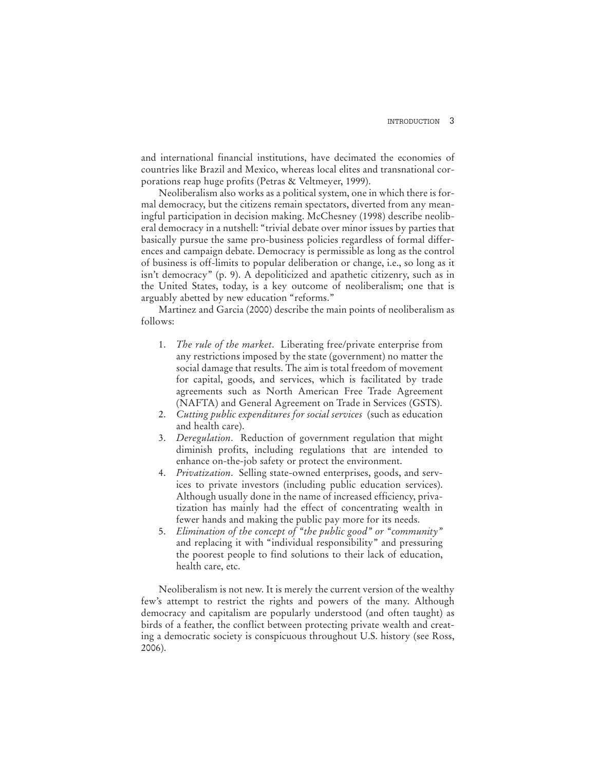and international financial institutions, have decimated the economies of countries like Brazil and Mexico, whereas local elites and transnational corporations reap huge profits (Petras & Veltmeyer, 1999).

Neoliberalism also works as a political system, one in which there is formal democracy, but the citizens remain spectators, diverted from any meaningful participation in decision making. McChesney (1998) describe neoliberal democracy in a nutshell: "trivial debate over minor issues by parties that basically pursue the same pro-business policies regardless of formal differences and campaign debate. Democracy is permissible as long as the control of business is off-limits to popular deliberation or change, i.e., so long as it isn't democracy" (p. 9). A depoliticized and apathetic citizenry, such as in the United States, today, is a key outcome of neoliberalism; one that is arguably abetted by new education "reforms."

Martinez and Garcia (2000) describe the main points of neoliberalism as follows:

1. *The rule of the market*. Liberating free/private enterprise from any restrictions imposed by the state (government) no matter the social damage that results. The aim is total freedom of movement for capital, goods, and services, which is facilitated by trade agreements such as North American Free Trade Agreement (NAFTA) and General Agreement on Trade in Services (GSTS).
2. *Cutting public expenditures for social services* (such as education and health care).
3. *Deregulation*. Reduction of government regulation that might diminish profits, including regulations that are intended to enhance on-the-job safety or protect the environment.
4. *Privatization*. Selling state-owned enterprises, goods, and services to private investors (including public education services). Although usually done in the name of increased efficiency, privatization has mainly had the effect of concentrating wealth in fewer hands and making the public pay more for its needs.
5. *Elimination of the concept of "the public good" or "community"* and replacing it with "individual responsibility" and pressuring the poorest people to find solutions to their lack of education, health care, etc.

Neoliberalism is not new. It is merely the current version of the wealthy few's attempt to restrict the rights and powers of the many. Although democracy and capitalism are popularly understood (and often taught) as birds of a feather, the conflict between protecting private wealth and creating a democratic society is conspicuous throughout U.S. history (see Ross, 2006).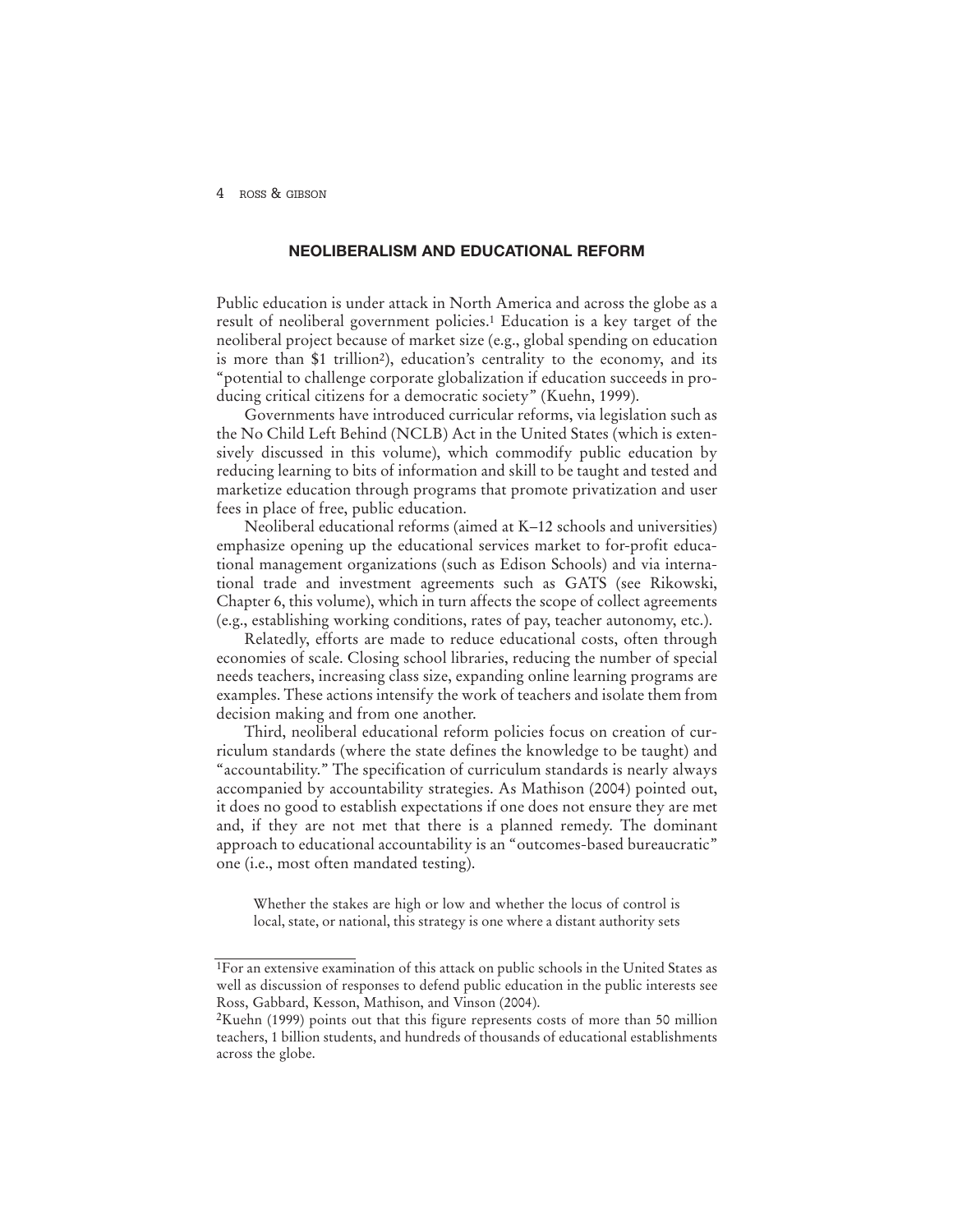## NEOLIBERALISM AND EDUCATIONAL REFORM

Public education is under attack in North America and across the globe as a result of neoliberal government policies.[1] Education is a key target of the neoliberal project because of market size (e.g., global spending on education is more than $1 trillion[2]), education's centrality to the economy, and its "potential to challenge corporate globalization if education succeeds in producing critical citizens for a democratic society" (Kuehn, 1999).

Governments have introduced curricular reforms, via legislation such as the No Child Left Behind (NCLB) Act in the United States (which is extensively discussed in this volume), which commodify public education by reducing learning to bits of information and skill to be taught and tested and marketize education through programs that promote privatization and user fees in place of free, public education.

Neoliberal educational reforms (aimed at K–12 schools and universities) emphasize opening up the educational services market to for-profit educational management organizations (such as Edison Schools) and via international trade and investment agreements such as GATS (see Rikowski, Chapter 6, this volume), which in turn affects the scope of collect agreements (e.g., establishing working conditions, rates of pay, teacher autonomy, etc.).

Relatedly, efforts are made to reduce educational costs, often through economies of scale. Closing school libraries, reducing the number of special needs teachers, increasing class size, expanding online learning programs are examples. These actions intensify the work of teachers and isolate them from decision making and from one another.

Third, neoliberal educational reform policies focus on creation of curriculum standards (where the state defines the knowledge to be taught) and "accountability." The specification of curriculum standards is nearly always accompanied by accountability strategies. As Mathison (2004) pointed out, it does no good to establish expectations if one does not ensure they are met and, if they are not met that there is a planned remedy. The dominant approach to educational accountability is an "outcomes-based bureaucratic" one (i.e., most often mandated testing).

> Whether the stakes are high or low and whether the locus of control is local, state, or national, this strategy is one where a distant authority sets

---

[1] For an extensive examination of this attack on public schools in the United States as well as discussion of responses to defend public education in the public interests see Ross, Gabbard, Kesson, Mathison, and Vinson (2004).

[2] Kuehn (1999) points out that this figure represents costs of more than 50 million teachers, 1 billion students, and hundreds of thousands of educational establishments across the globe.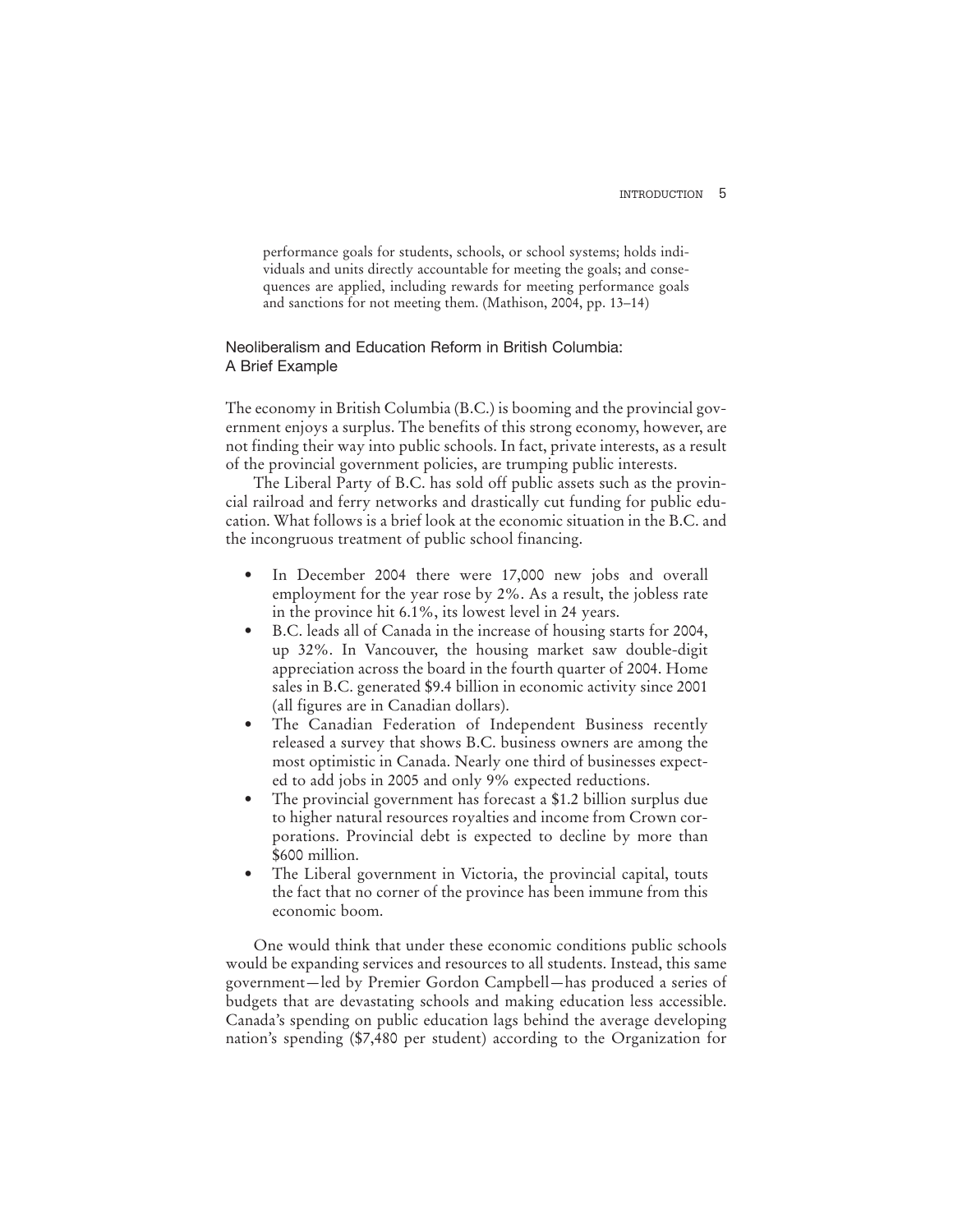> performance goals for students, schools, or school systems; holds individuals and units directly accountable for meeting the goals; and consequences are applied, including rewards for meeting performance goals and sanctions for not meeting them. (Mathison, 2004, pp. 13–14)

## Neoliberalism and Education Reform in British Columbia: A Brief Example

The economy in British Columbia (B.C.) is booming and the provincial government enjoys a surplus. The benefits of this strong economy, however, are not finding their way into public schools. In fact, private interests, as a result of the provincial government policies, are trumping public interests.

The Liberal Party of B.C. has sold off public assets such as the provincial railroad and ferry networks and drastically cut funding for public education. What follows is a brief look at the economic situation in the B.C. and the incongruous treatment of public school financing.

- In December 2004 there were 17,000 new jobs and overall employment for the year rose by 2%. As a result, the jobless rate in the province hit 6.1%, its lowest level in 24 years.
- B.C. leads all of Canada in the increase of housing starts for 2004, up 32%. In Vancouver, the housing market saw double-digit appreciation across the board in the fourth quarter of 2004. Home sales in B.C. generated $9.4 billion in economic activity since 2001 (all figures are in Canadian dollars).
- The Canadian Federation of Independent Business recently released a survey that shows B.C. business owners are among the most optimistic in Canada. Nearly one third of businesses expected to add jobs in 2005 and only 9% expected reductions.
- The provincial government has forecast a $1.2 billion surplus due to higher natural resources royalties and income from Crown corporations. Provincial debt is expected to decline by more than $600 million.
- The Liberal government in Victoria, the provincial capital, touts the fact that no corner of the province has been immune from this economic boom.

One would think that under these economic conditions public schools would be expanding services and resources to all students. Instead, this same government—led by Premier Gordon Campbell—has produced a series of budgets that are devastating schools and making education less accessible. Canada's spending on public education lags behind the average developing nation's spending ($7,480 per student) according to the Organization for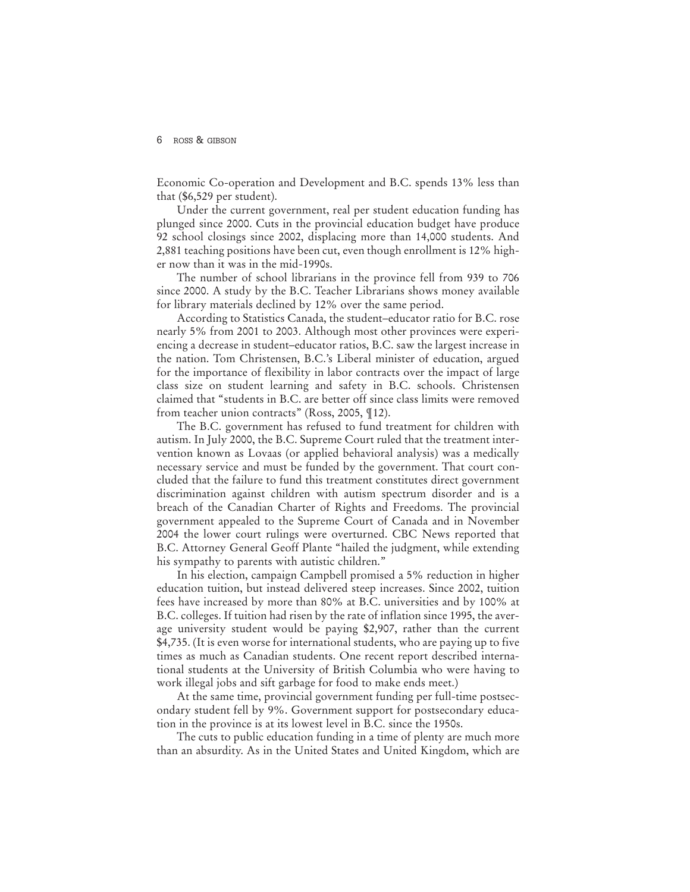Economic Co-operation and Development and B.C. spends 13% less than that ($6,529 per student).

Under the current government, real per student education funding has plunged since 2000. Cuts in the provincial education budget have produce 92 school closings since 2002, displacing more than 14,000 students. And 2,881 teaching positions have been cut, even though enrollment is 12% higher now than it was in the mid-1990s.

The number of school librarians in the province fell from 939 to 706 since 2000. A study by the B.C. Teacher Librarians shows money available for library materials declined by 12% over the same period.

According to Statistics Canada, the student–educator ratio for B.C. rose nearly 5% from 2001 to 2003. Although most other provinces were experiencing a decrease in student–educator ratios, B.C. saw the largest increase in the nation. Tom Christensen, B.C.'s Liberal minister of education, argued for the importance of flexibility in labor contracts over the impact of large class size on student learning and safety in B.C. schools. Christensen claimed that "students in B.C. are better off since class limits were removed from teacher union contracts" (Ross, 2005, ¶12).

The B.C. government has refused to fund treatment for children with autism. In July 2000, the B.C. Supreme Court ruled that the treatment intervention known as Lovaas (or applied behavioral analysis) was a medically necessary service and must be funded by the government. That court concluded that the failure to fund this treatment constitutes direct government discrimination against children with autism spectrum disorder and is a breach of the Canadian Charter of Rights and Freedoms. The provincial government appealed to the Supreme Court of Canada and in November 2004 the lower court rulings were overturned. CBC News reported that B.C. Attorney General Geoff Plante "hailed the judgment, while extending his sympathy to parents with autistic children."

In his election, campaign Campbell promised a 5% reduction in higher education tuition, but instead delivered steep increases. Since 2002, tuition fees have increased by more than 80% at B.C. universities and by 100% at B.C. colleges. If tuition had risen by the rate of inflation since 1995, the average university student would be paying $2,907, rather than the current $4,735. (It is even worse for international students, who are paying up to five times as much as Canadian students. One recent report described international students at the University of British Columbia who were having to work illegal jobs and sift garbage for food to make ends meet.)

At the same time, provincial government funding per full-time postsecondary student fell by 9%. Government support for postsecondary education in the province is at its lowest level in B.C. since the 1950s.

The cuts to public education funding in a time of plenty are much more than an absurdity. As in the United States and United Kingdom, which are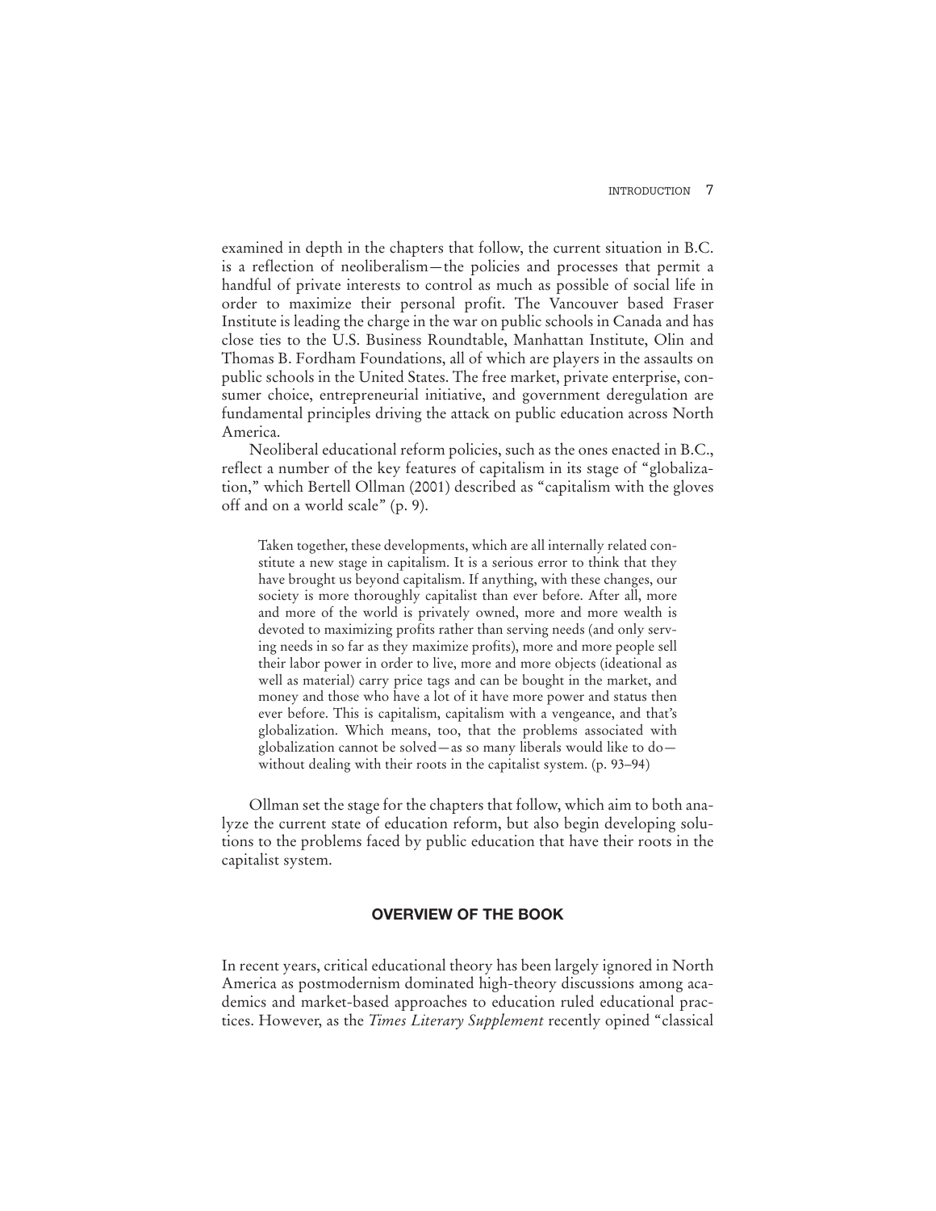examined in depth in the chapters that follow, the current situation in B.C. is a reflection of neoliberalism—the policies and processes that permit a handful of private interests to control as much as possible of social life in order to maximize their personal profit. The Vancouver based Fraser Institute is leading the charge in the war on public schools in Canada and has close ties to the U.S. Business Roundtable, Manhattan Institute, Olin and Thomas B. Fordham Foundations, all of which are players in the assaults on public schools in the United States. The free market, private enterprise, consumer choice, entrepreneurial initiative, and government deregulation are fundamental principles driving the attack on public education across North America.

Neoliberal educational reform policies, such as the ones enacted in B.C., reflect a number of the key features of capitalism in its stage of "globalization," which Bertell Ollman (2001) described as "capitalism with the gloves off and on a world scale" (p. 9).

> Taken together, these developments, which are all internally related constitute a new stage in capitalism. It is a serious error to think that they have brought us beyond capitalism. If anything, with these changes, our society is more thoroughly capitalist than ever before. After all, more and more of the world is privately owned, more and more wealth is devoted to maximizing profits rather than serving needs (and only serving needs in so far as they maximize profits), more and more people sell their labor power in order to live, more and more objects (ideational as well as material) carry price tags and can be bought in the market, and money and those who have a lot of it have more power and status then ever before. This is capitalism, capitalism with a vengeance, and that's globalization. Which means, too, that the problems associated with globalization cannot be solved—as so many liberals would like to do—without dealing with their roots in the capitalist system. (p. 93–94)

Ollman set the stage for the chapters that follow, which aim to both analyze the current state of education reform, but also begin developing solutions to the problems faced by public education that have their roots in the capitalist system.

## OVERVIEW OF THE BOOK

In recent years, critical educational theory has been largely ignored in North America as postmodernism dominated high-theory discussions among academics and market-based approaches to education ruled educational practices. However, as the *Times Literary Supplement* recently opined "classical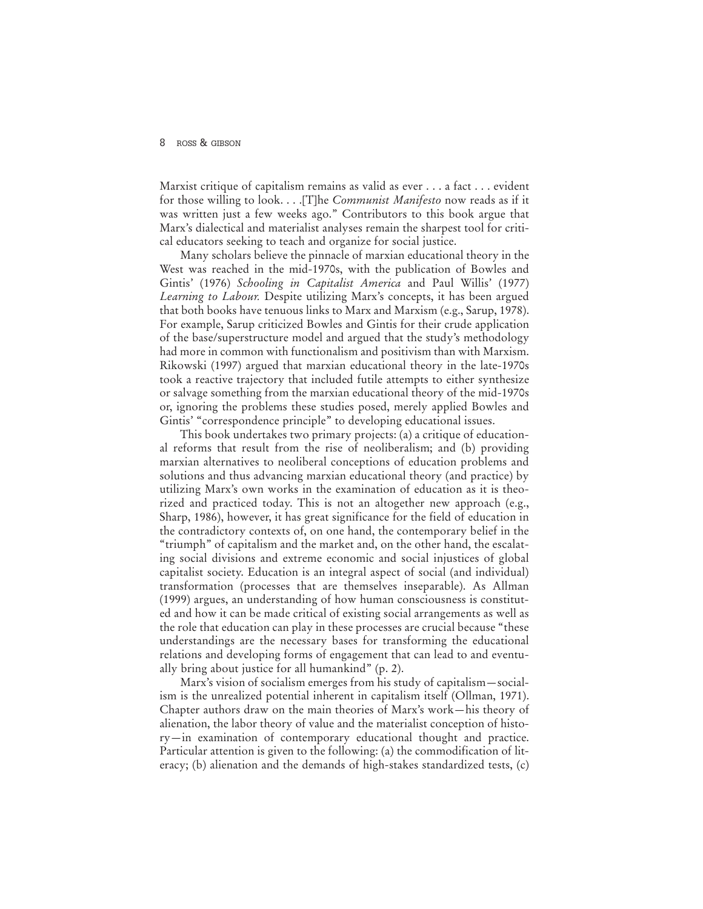Marxist critique of capitalism remains as valid as ever . . . a fact . . . evident for those willing to look. . . .[T]he *Communist Manifesto* now reads as if it was written just a few weeks ago." Contributors to this book argue that Marx's dialectical and materialist analyses remain the sharpest tool for critical educators seeking to teach and organize for social justice.

Many scholars believe the pinnacle of marxian educational theory in the West was reached in the mid-1970s, with the publication of Bowles and Gintis' (1976) *Schooling in Capitalist America* and Paul Willis' (1977) *Learning to Labour.* Despite utilizing Marx's concepts, it has been argued that both books have tenuous links to Marx and Marxism (e.g., Sarup, 1978). For example, Sarup criticized Bowles and Gintis for their crude application of the base/superstructure model and argued that the study's methodology had more in common with functionalism and positivism than with Marxism. Rikowski (1997) argued that marxian educational theory in the late-1970s took a reactive trajectory that included futile attempts to either synthesize or salvage something from the marxian educational theory of the mid-1970s or, ignoring the problems these studies posed, merely applied Bowles and Gintis' "correspondence principle" to developing educational issues.

This book undertakes two primary projects: (a) a critique of educational reforms that result from the rise of neoliberalism; and (b) providing marxian alternatives to neoliberal conceptions of education problems and solutions and thus advancing marxian educational theory (and practice) by utilizing Marx's own works in the examination of education as it is theorized and practiced today. This is not an altogether new approach (e.g., Sharp, 1986), however, it has great significance for the field of education in the contradictory contexts of, on one hand, the contemporary belief in the "triumph" of capitalism and the market and, on the other hand, the escalating social divisions and extreme economic and social injustices of global capitalist society. Education is an integral aspect of social (and individual) transformation (processes that are themselves inseparable). As Allman (1999) argues, an understanding of how human consciousness is constituted and how it can be made critical of existing social arrangements as well as the role that education can play in these processes are crucial because "these understandings are the necessary bases for transforming the educational relations and developing forms of engagement that can lead to and eventually bring about justice for all humankind" (p. 2).

Marx's vision of socialism emerges from his study of capitalism—socialism is the unrealized potential inherent in capitalism itself (Ollman, 1971). Chapter authors draw on the main theories of Marx's work—his theory of alienation, the labor theory of value and the materialist conception of history—in examination of contemporary educational thought and practice. Particular attention is given to the following: (a) the commodification of literacy; (b) alienation and the demands of high-stakes standardized tests, (c)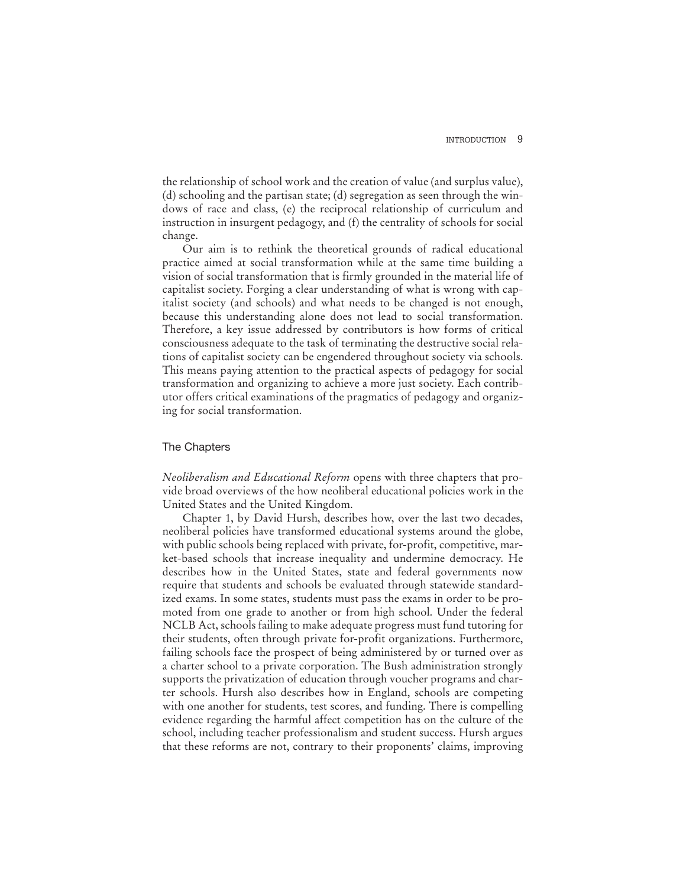the relationship of school work and the creation of value (and surplus value), (d) schooling and the partisan state; (d) segregation as seen through the windows of race and class, (e) the reciprocal relationship of curriculum and instruction in insurgent pedagogy, and (f) the centrality of schools for social change.

Our aim is to rethink the theoretical grounds of radical educational practice aimed at social transformation while at the same time building a vision of social transformation that is firmly grounded in the material life of capitalist society. Forging a clear understanding of what is wrong with capitalist society (and schools) and what needs to be changed is not enough, because this understanding alone does not lead to social transformation. Therefore, a key issue addressed by contributors is how forms of critical consciousness adequate to the task of terminating the destructive social relations of capitalist society can be engendered throughout society via schools. This means paying attention to the practical aspects of pedagogy for social transformation and organizing to achieve a more just society. Each contributor offers critical examinations of the pragmatics of pedagogy and organizing for social transformation.

## The Chapters

*Neoliberalism and Educational Reform* opens with three chapters that provide broad overviews of the how neoliberal educational policies work in the United States and the United Kingdom.

Chapter 1, by David Hursh, describes how, over the last two decades, neoliberal policies have transformed educational systems around the globe, with public schools being replaced with private, for-profit, competitive, market-based schools that increase inequality and undermine democracy. He describes how in the United States, state and federal governments now require that students and schools be evaluated through statewide standardized exams. In some states, students must pass the exams in order to be promoted from one grade to another or from high school. Under the federal NCLB Act, schools failing to make adequate progress must fund tutoring for their students, often through private for-profit organizations. Furthermore, failing schools face the prospect of being administered by or turned over as a charter school to a private corporation. The Bush administration strongly supports the privatization of education through voucher programs and charter schools. Hursh also describes how in England, schools are competing with one another for students, test scores, and funding. There is compelling evidence regarding the harmful affect competition has on the culture of the school, including teacher professionalism and student success. Hursh argues that these reforms are not, contrary to their proponents' claims, improving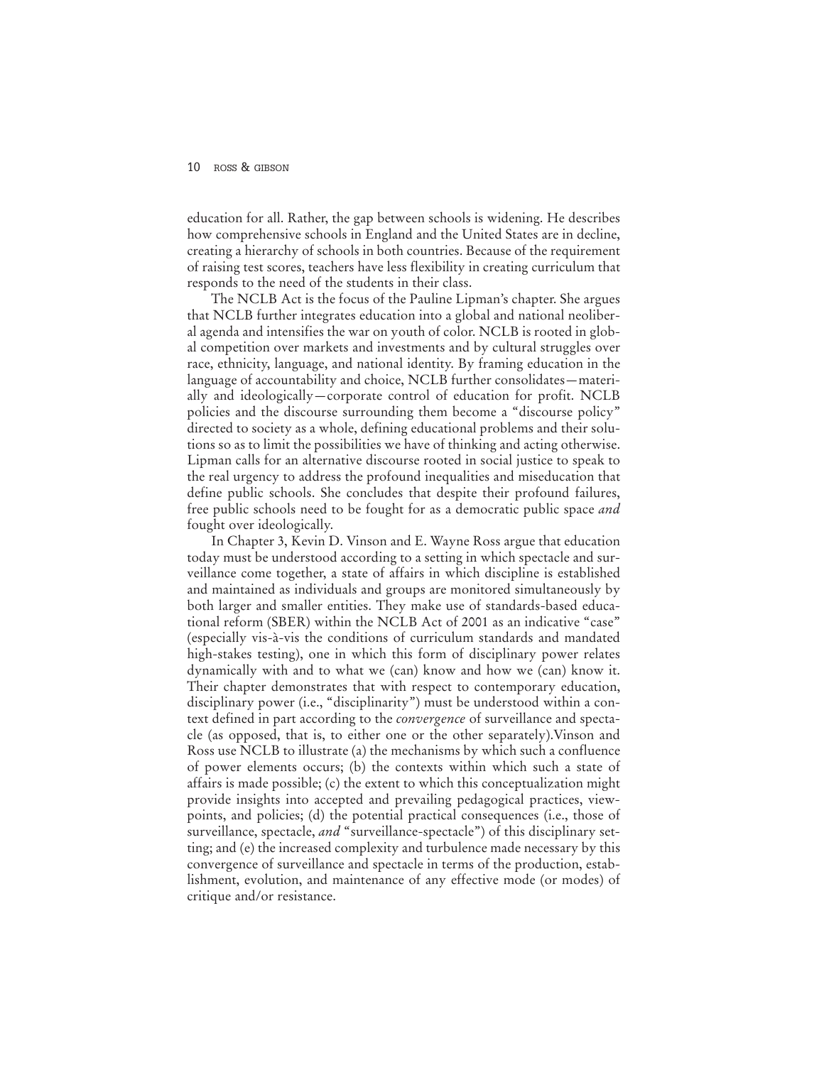education for all. Rather, the gap between schools is widening. He describes how comprehensive schools in England and the United States are in decline, creating a hierarchy of schools in both countries. Because of the requirement of raising test scores, teachers have less flexibility in creating curriculum that responds to the need of the students in their class.

The NCLB Act is the focus of the Pauline Lipman's chapter. She argues that NCLB further integrates education into a global and national neoliberal agenda and intensifies the war on youth of color. NCLB is rooted in global competition over markets and investments and by cultural struggles over race, ethnicity, language, and national identity. By framing education in the language of accountability and choice, NCLB further consolidates—materially and ideologically—corporate control of education for profit. NCLB policies and the discourse surrounding them become a "discourse policy" directed to society as a whole, defining educational problems and their solutions so as to limit the possibilities we have of thinking and acting otherwise. Lipman calls for an alternative discourse rooted in social justice to speak to the real urgency to address the profound inequalities and miseducation that define public schools. She concludes that despite their profound failures, free public schools need to be fought for as a democratic public space *and* fought over ideologically.

In Chapter 3, Kevin D. Vinson and E. Wayne Ross argue that education today must be understood according to a setting in which spectacle and surveillance come together, a state of affairs in which discipline is established and maintained as individuals and groups are monitored simultaneously by both larger and smaller entities. They make use of standards-based educational reform (SBER) within the NCLB Act of 2001 as an indicative "case" (especially vis-à-vis the conditions of curriculum standards and mandated high-stakes testing), one in which this form of disciplinary power relates dynamically with and to what we (can) know and how we (can) know it. Their chapter demonstrates that with respect to contemporary education, disciplinary power (i.e., "disciplinarity") must be understood within a context defined in part according to the *convergence* of surveillance and spectacle (as opposed, that is, to either one or the other separately).Vinson and Ross use NCLB to illustrate (a) the mechanisms by which such a confluence of power elements occurs; (b) the contexts within which such a state of affairs is made possible; (c) the extent to which this conceptualization might provide insights into accepted and prevailing pedagogical practices, viewpoints, and policies; (d) the potential practical consequences (i.e., those of surveillance, spectacle, *and* "surveillance-spectacle") of this disciplinary setting; and (e) the increased complexity and turbulence made necessary by this convergence of surveillance and spectacle in terms of the production, establishment, evolution, and maintenance of any effective mode (or modes) of critique and/or resistance.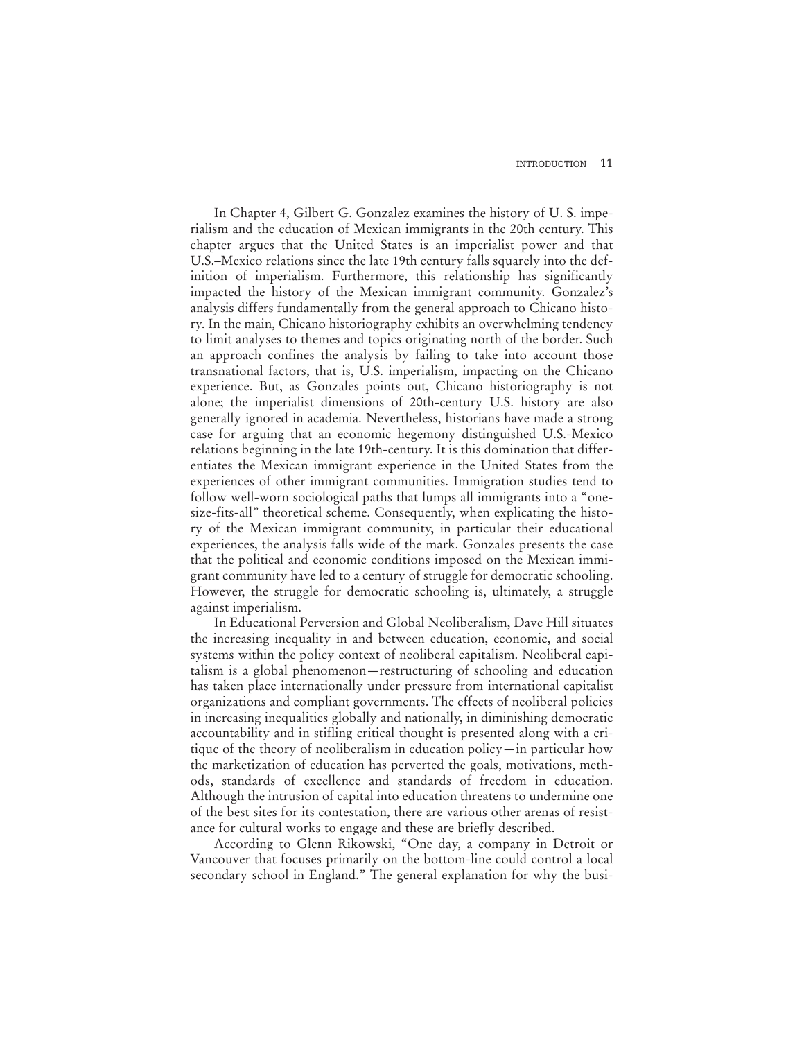In Chapter 4, Gilbert G. Gonzalez examines the history of U. S. imperialism and the education of Mexican immigrants in the 20th century. This chapter argues that the United States is an imperialist power and that U.S.–Mexico relations since the late 19th century falls squarely into the definition of imperialism. Furthermore, this relationship has significantly impacted the history of the Mexican immigrant community. Gonzalez's analysis differs fundamentally from the general approach to Chicano history. In the main, Chicano historiography exhibits an overwhelming tendency to limit analyses to themes and topics originating north of the border. Such an approach confines the analysis by failing to take into account those transnational factors, that is, U.S. imperialism, impacting on the Chicano experience. But, as Gonzales points out, Chicano historiography is not alone; the imperialist dimensions of 20th-century U.S. history are also generally ignored in academia. Nevertheless, historians have made a strong case for arguing that an economic hegemony distinguished U.S.-Mexico relations beginning in the late 19th-century. It is this domination that differentiates the Mexican immigrant experience in the United States from the experiences of other immigrant communities. Immigration studies tend to follow well-worn sociological paths that lumps all immigrants into a "one-size-fits-all" theoretical scheme. Consequently, when explicating the history of the Mexican immigrant community, in particular their educational experiences, the analysis falls wide of the mark. Gonzales presents the case that the political and economic conditions imposed on the Mexican immigrant community have led to a century of struggle for democratic schooling. However, the struggle for democratic schooling is, ultimately, a struggle against imperialism.

In Educational Perversion and Global Neoliberalism, Dave Hill situates the increasing inequality in and between education, economic, and social systems within the policy context of neoliberal capitalism. Neoliberal capitalism is a global phenomenon—restructuring of schooling and education has taken place internationally under pressure from international capitalist organizations and compliant governments. The effects of neoliberal policies in increasing inequalities globally and nationally, in diminishing democratic accountability and in stifling critical thought is presented along with a critique of the theory of neoliberalism in education policy—in particular how the marketization of education has perverted the goals, motivations, methods, standards of excellence and standards of freedom in education. Although the intrusion of capital into education threatens to undermine one of the best sites for its contestation, there are various other arenas of resistance for cultural works to engage and these are briefly described.

According to Glenn Rikowski, "One day, a company in Detroit or Vancouver that focuses primarily on the bottom-line could control a local secondary school in England." The general explanation for why the busi-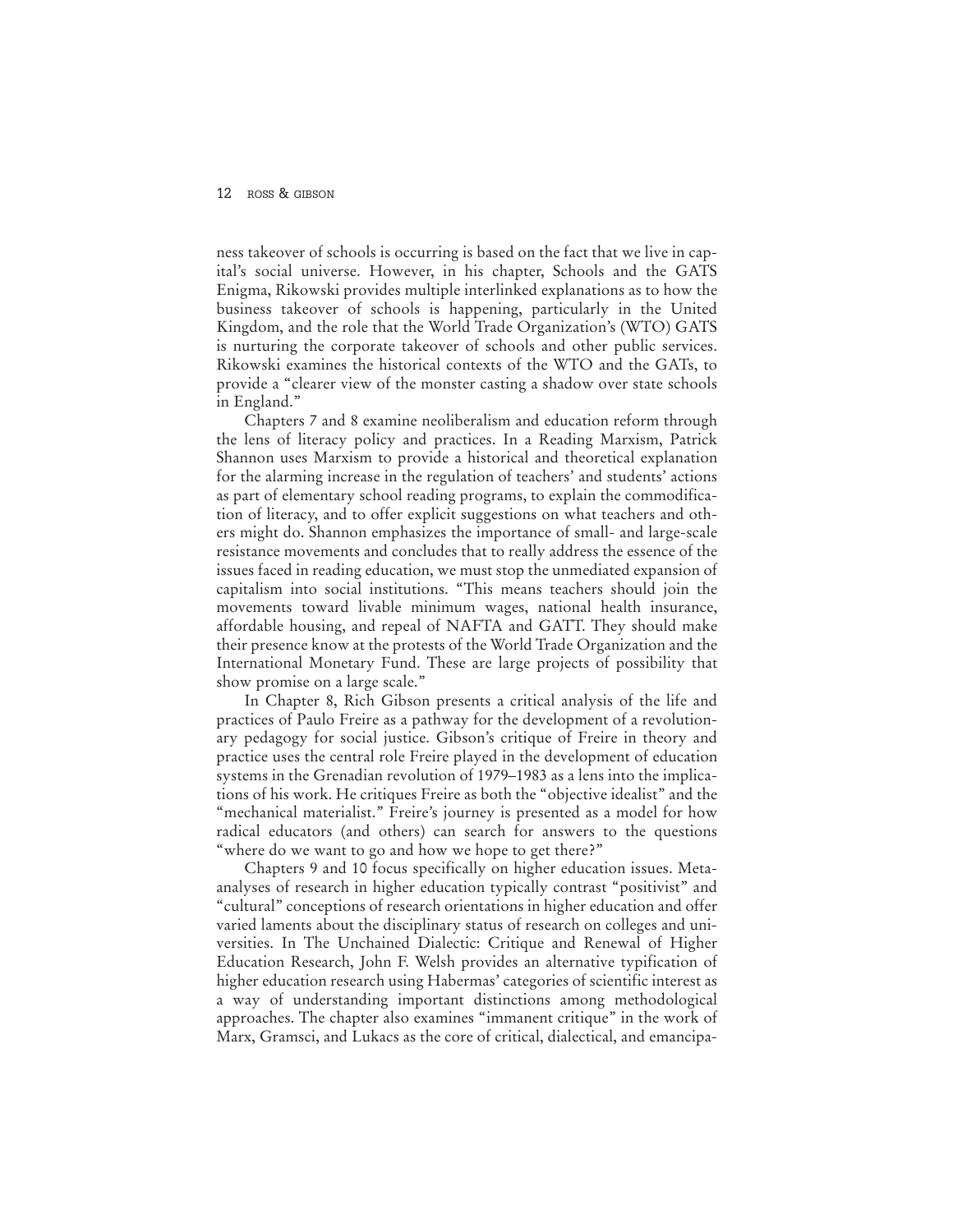ness takeover of schools is occurring is based on the fact that we live in capital's social universe. However, in his chapter, Schools and the GATS Enigma, Rikowski provides multiple interlinked explanations as to how the business takeover of schools is happening, particularly in the United Kingdom, and the role that the World Trade Organization's (WTO) GATS is nurturing the corporate takeover of schools and other public services. Rikowski examines the historical contexts of the WTO and the GATs, to provide a "clearer view of the monster casting a shadow over state schools in England."

Chapters 7 and 8 examine neoliberalism and education reform through the lens of literacy policy and practices. In a Reading Marxism, Patrick Shannon uses Marxism to provide a historical and theoretical explanation for the alarming increase in the regulation of teachers' and students' actions as part of elementary school reading programs, to explain the commodification of literacy, and to offer explicit suggestions on what teachers and others might do. Shannon emphasizes the importance of small- and large-scale resistance movements and concludes that to really address the essence of the issues faced in reading education, we must stop the unmediated expansion of capitalism into social institutions. "This means teachers should join the movements toward livable minimum wages, national health insurance, affordable housing, and repeal of NAFTA and GATT. They should make their presence know at the protests of the World Trade Organization and the International Monetary Fund. These are large projects of possibility that show promise on a large scale."

In Chapter 8, Rich Gibson presents a critical analysis of the life and practices of Paulo Freire as a pathway for the development of a revolutionary pedagogy for social justice. Gibson's critique of Freire in theory and practice uses the central role Freire played in the development of education systems in the Grenadian revolution of 1979–1983 as a lens into the implications of his work. He critiques Freire as both the "objective idealist" and the "mechanical materialist." Freire's journey is presented as a model for how radical educators (and others) can search for answers to the questions "where do we want to go and how we hope to get there?"

Chapters 9 and 10 focus specifically on higher education issues. Meta-analyses of research in higher education typically contrast "positivist" and "cultural" conceptions of research orientations in higher education and offer varied laments about the disciplinary status of research on colleges and universities. In The Unchained Dialectic: Critique and Renewal of Higher Education Research, John F. Welsh provides an alternative typification of higher education research using Habermas' categories of scientific interest as a way of understanding important distinctions among methodological approaches. The chapter also examines "immanent critique" in the work of Marx, Gramsci, and Lukacs as the core of critical, dialectical, and emancipa-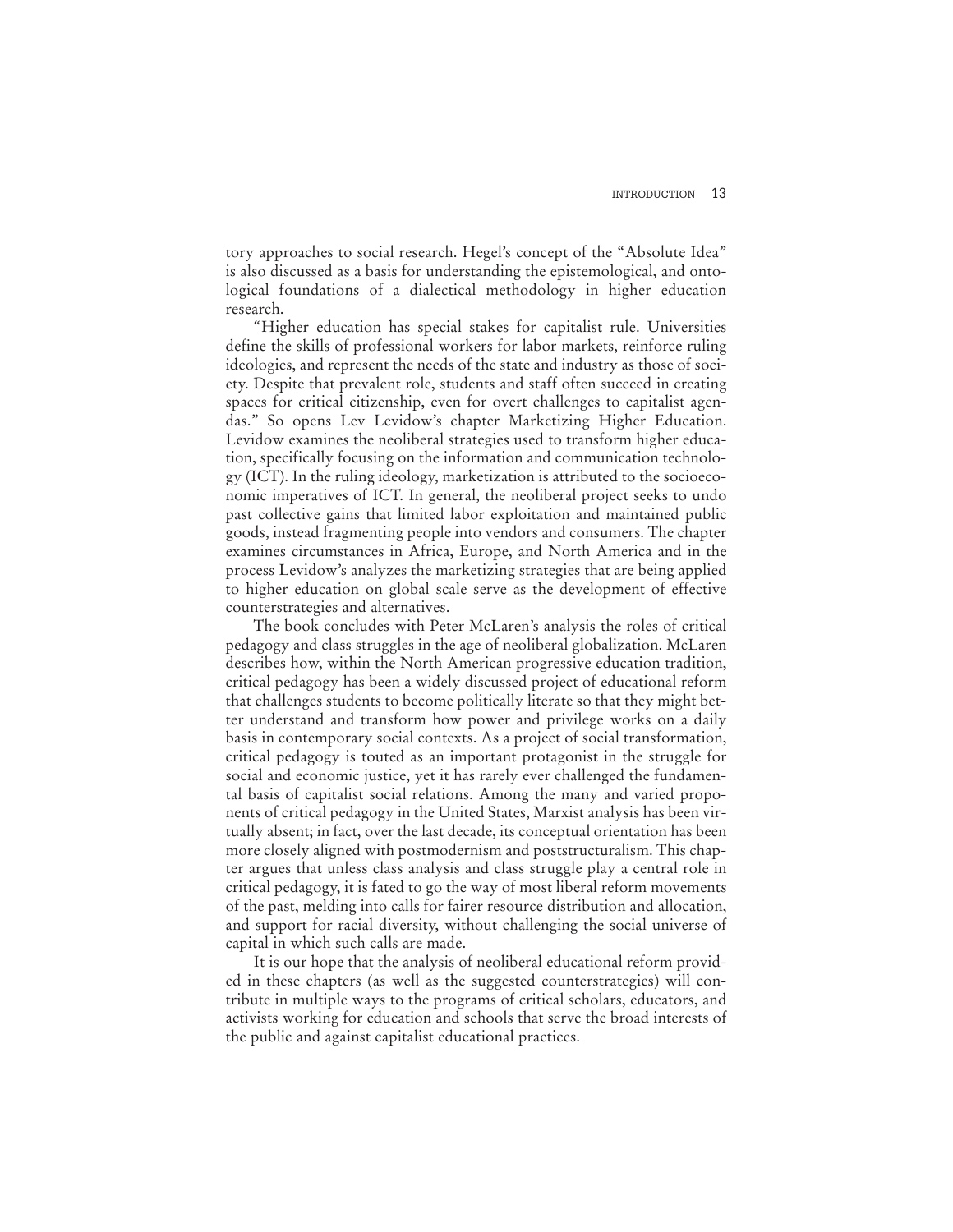tory approaches to social research. Hegel's concept of the "Absolute Idea" is also discussed as a basis for understanding the epistemological, and ontological foundations of a dialectical methodology in higher education research.

"Higher education has special stakes for capitalist rule. Universities define the skills of professional workers for labor markets, reinforce ruling ideologies, and represent the needs of the state and industry as those of society. Despite that prevalent role, students and staff often succeed in creating spaces for critical citizenship, even for overt challenges to capitalist agendas." So opens Lev Levidow's chapter Marketizing Higher Education. Levidow examines the neoliberal strategies used to transform higher education, specifically focusing on the information and communication technology (ICT). In the ruling ideology, marketization is attributed to the socioeconomic imperatives of ICT. In general, the neoliberal project seeks to undo past collective gains that limited labor exploitation and maintained public goods, instead fragmenting people into vendors and consumers. The chapter examines circumstances in Africa, Europe, and North America and in the process Levidow's analyzes the marketizing strategies that are being applied to higher education on global scale serve as the development of effective counterstrategies and alternatives.

The book concludes with Peter McLaren's analysis the roles of critical pedagogy and class struggles in the age of neoliberal globalization. McLaren describes how, within the North American progressive education tradition, critical pedagogy has been a widely discussed project of educational reform that challenges students to become politically literate so that they might better understand and transform how power and privilege works on a daily basis in contemporary social contexts. As a project of social transformation, critical pedagogy is touted as an important protagonist in the struggle for social and economic justice, yet it has rarely ever challenged the fundamental basis of capitalist social relations. Among the many and varied proponents of critical pedagogy in the United States, Marxist analysis has been virtually absent; in fact, over the last decade, its conceptual orientation has been more closely aligned with postmodernism and poststructuralism. This chapter argues that unless class analysis and class struggle play a central role in critical pedagogy, it is fated to go the way of most liberal reform movements of the past, melding into calls for fairer resource distribution and allocation, and support for racial diversity, without challenging the social universe of capital in which such calls are made.

It is our hope that the analysis of neoliberal educational reform provided in these chapters (as well as the suggested counterstrategies) will contribute in multiple ways to the programs of critical scholars, educators, and activists working for education and schools that serve the broad interests of the public and against capitalist educational practices.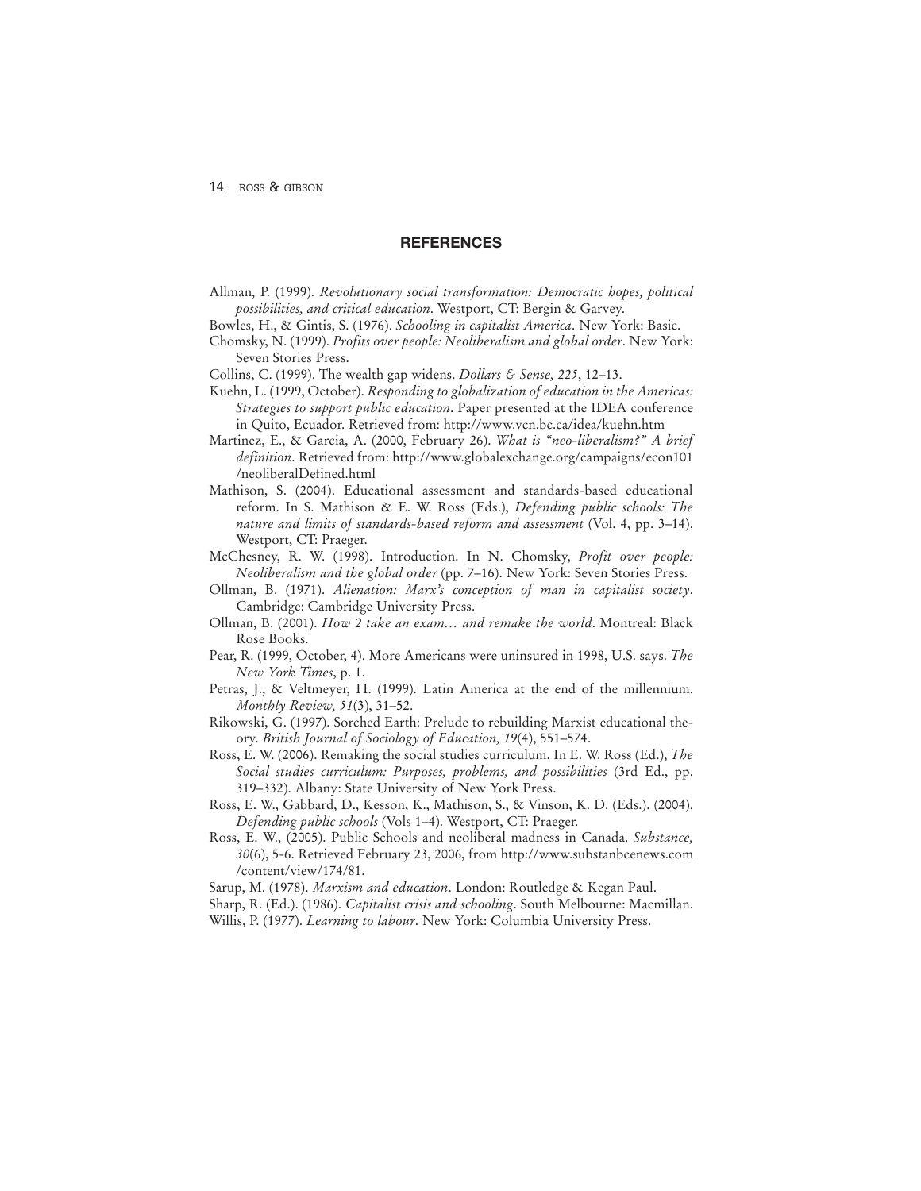## REFERENCES

Allman, P. (1999). *Revolutionary social transformation: Democratic hopes, political possibilities, and critical education*. Westport, CT: Bergin & Garvey.

Bowles, H., & Gintis, S. (1976). *Schooling in capitalist America*. New York: Basic.

Chomsky, N. (1999). *Profits over people: Neoliberalism and global order*. New York: Seven Stories Press.

Collins, C. (1999). The wealth gap widens. *Dollars & Sense, 225*, 12–13.

Kuehn, L. (1999, October). *Responding to globalization of education in the Americas: Strategies to support public education*. Paper presented at the IDEA conference in Quito, Ecuador. Retrieved from: http://www.vcn.bc.ca/idea/kuehn.htm

Martinez, E., & Garcia, A. (2000, February 26). *What is "neo-liberalism?" A brief definition*. Retrieved from: http://www.globalexchange.org/campaigns/econ101/neoliberalDefined.html

Mathison, S. (2004). Educational assessment and standards-based educational reform. In S. Mathison & E. W. Ross (Eds.), *Defending public schools: The nature and limits of standards-based reform and assessment* (Vol. 4, pp. 3–14). Westport, CT: Praeger.

McChesney, R. W. (1998). Introduction. In N. Chomsky, *Profit over people: Neoliberalism and the global order* (pp. 7–16). New York: Seven Stories Press.

Ollman, B. (1971). *Alienation: Marx's conception of man in capitalist society*. Cambridge: Cambridge University Press.

Ollman, B. (2001). *How 2 take an exam… and remake the world*. Montreal: Black Rose Books.

Pear, R. (1999, October, 4). More Americans were uninsured in 1998, U.S. says. *The New York Times*, p. 1.

Petras, J., & Veltmeyer, H. (1999). Latin America at the end of the millennium. *Monthly Review, 51*(3), 31–52.

Rikowski, G. (1997). Sorched Earth: Prelude to rebuilding Marxist educational theory. *British Journal of Sociology of Education, 19*(4), 551–574.

Ross, E. W. (2006). Remaking the social studies curriculum. In E. W. Ross (Ed.), *The Social studies curriculum: Purposes, problems, and possibilities* (3rd Ed., pp. 319–332). Albany: State University of New York Press.

Ross, E. W., Gabbard, D., Kesson, K., Mathison, S., & Vinson, K. D. (Eds.). (2004). *Defending public schools* (Vols 1–4). Westport, CT: Praeger.

Ross, E. W., (2005). Public Schools and neoliberal madness in Canada. *Substance, 30*(6), 5-6. Retrieved February 23, 2006, from http://www.substanbcenews.com/content/view/174/81.

Sarup, M. (1978). *Marxism and education*. London: Routledge & Kegan Paul.

Sharp, R. (Ed.). (1986). *Capitalist crisis and schooling*. South Melbourne: Macmillan.

Willis, P. (1977). *Learning to labour*. New York: Columbia University Press.